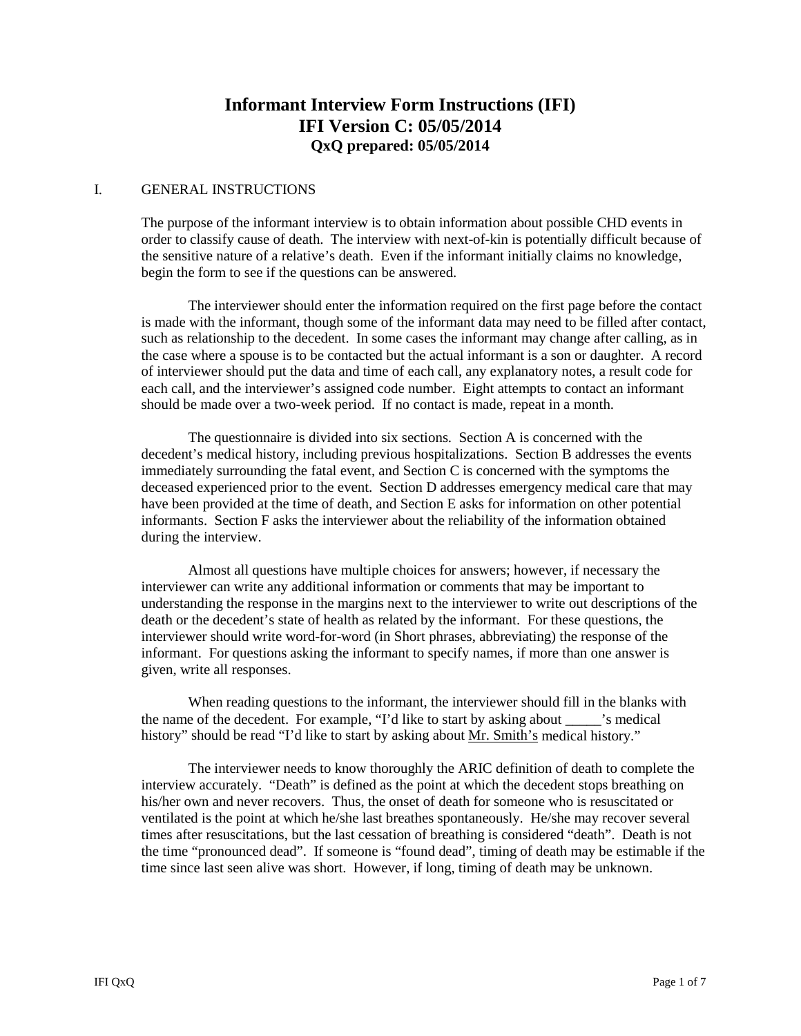# Informant Interview Form Instructions (IFI)
# IFI Version C: 05/05/2014
### QxQ prepared: 05/05/2014

## I. GENERAL INSTRUCTIONS

The purpose of the informant interview is to obtain information about possible CHD events in order to classify cause of death. The interview with next-of-kin is potentially difficult because of the sensitive nature of a relative's death. Even if the informant initially claims no knowledge, begin the form to see if the questions can be answered.

The interviewer should enter the information required on the first page before the contact is made with the informant, though some of the informant data may need to be filled after contact, such as relationship to the decedent. In some cases the informant may change after calling, as in the case where a spouse is to be contacted but the actual informant is a son or daughter. A record of interviewer should put the data and time of each call, any explanatory notes, a result code for each call, and the interviewer's assigned code number. Eight attempts to contact an informant should be made over a two-week period. If no contact is made, repeat in a month.

The questionnaire is divided into six sections. Section A is concerned with the decedent's medical history, including previous hospitalizations. Section B addresses the events immediately surrounding the fatal event, and Section C is concerned with the symptoms the deceased experienced prior to the event. Section D addresses emergency medical care that may have been provided at the time of death, and Section E asks for information on other potential informants. Section F asks the interviewer about the reliability of the information obtained during the interview.

Almost all questions have multiple choices for answers; however, if necessary the interviewer can write any additional information or comments that may be important to understanding the response in the margins next to the interviewer to write out descriptions of the death or the decedent's state of health as related by the informant. For these questions, the interviewer should write word-for-word (in Short phrases, abbreviating) the response of the informant. For questions asking the informant to specify names, if more than one answer is given, write all responses.

When reading questions to the informant, the interviewer should fill in the blanks with the name of the decedent. For example, "I'd like to start by asking about _____'s medical history" should be read "I'd like to start by asking about Mr. Smith's medical history."

The interviewer needs to know thoroughly the ARIC definition of death to complete the interview accurately. "Death" is defined as the point at which the decedent stops breathing on his/her own and never recovers. Thus, the onset of death for someone who is resuscitated or ventilated is the point at which he/she last breathes spontaneously. He/she may recover several times after resuscitations, but the last cessation of breathing is considered "death". Death is not the time "pronounced dead". If someone is "found dead", timing of death may be estimable if the time since last seen alive was short. However, if long, timing of death may be unknown.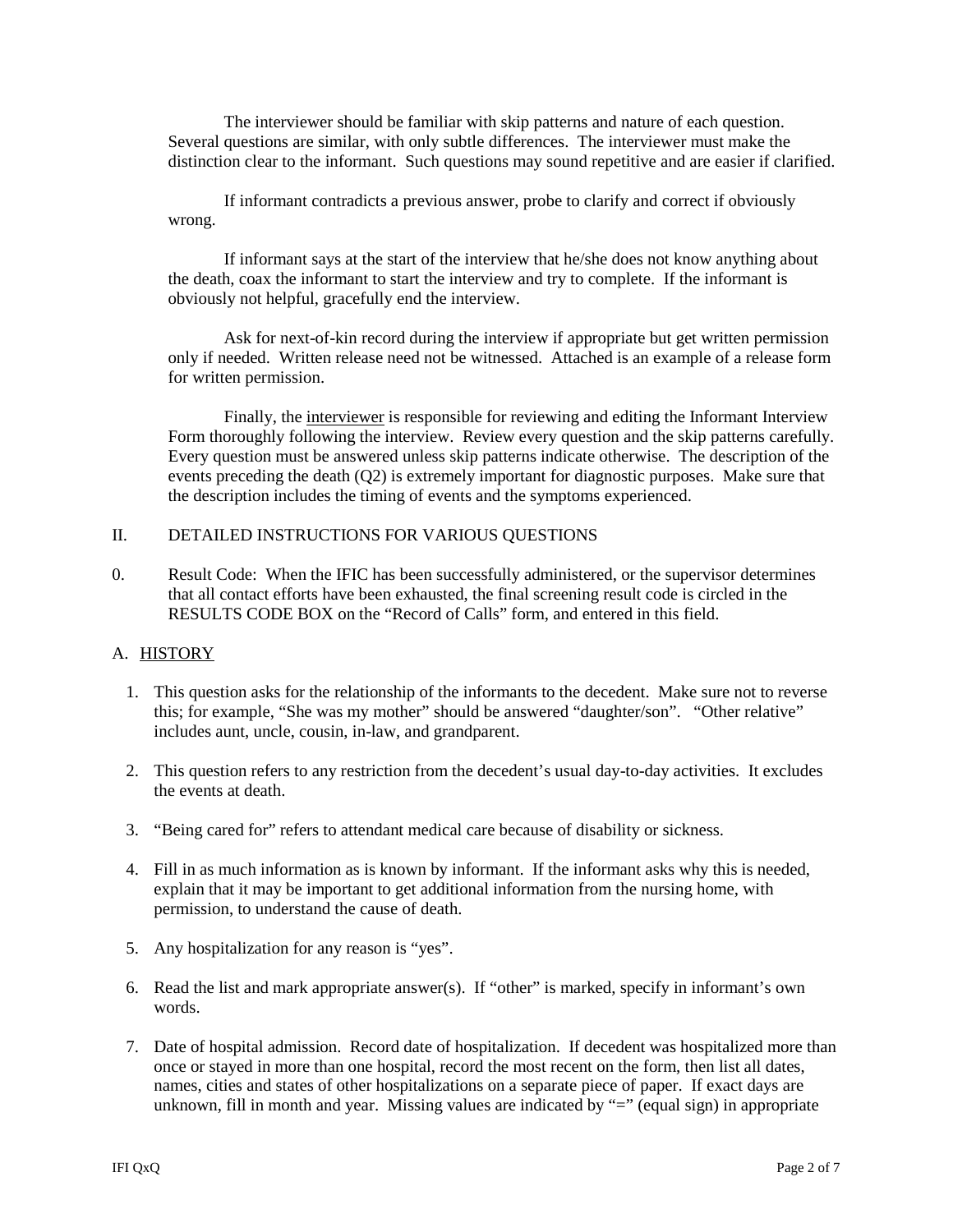The interviewer should be familiar with skip patterns and nature of each question. Several questions are similar, with only subtle differences. The interviewer must make the distinction clear to the informant. Such questions may sound repetitive and are easier if clarified.

If informant contradicts a previous answer, probe to clarify and correct if obviously wrong.

If informant says at the start of the interview that he/she does not know anything about the death, coax the informant to start the interview and try to complete. If the informant is obviously not helpful, gracefully end the interview.

Ask for next-of-kin record during the interview if appropriate but get written permission only if needed. Written release need not be witnessed. Attached is an example of a release form for written permission.

Finally, the <u>interviewer</u> is responsible for reviewing and editing the Informant Interview Form thoroughly following the interview. Review every question and the skip patterns carefully. Every question must be answered unless skip patterns indicate otherwise. The description of the events preceding the death (Q2) is extremely important for diagnostic purposes. Make sure that the description includes the timing of events and the symptoms experienced.

## II. DETAILED INSTRUCTIONS FOR VARIOUS QUESTIONS

0. Result Code: When the IFIC has been successfully administered, or the supervisor determines that all contact efforts have been exhausted, the final screening result code is circled in the RESULTS CODE BOX on the "Record of Calls" form, and entered in this field.

### A. <u>HISTORY</u>

1. This question asks for the relationship of the informants to the decedent. Make sure not to reverse this; for example, "She was my mother" should be answered "daughter/son". "Other relative" includes aunt, uncle, cousin, in-law, and grandparent.
2. This question refers to any restriction from the decedent's usual day-to-day activities. It excludes the events at death.
3. "Being cared for" refers to attendant medical care because of disability or sickness.
4. Fill in as much information as is known by informant. If the informant asks why this is needed, explain that it may be important to get additional information from the nursing home, with permission, to understand the cause of death.
5. Any hospitalization for any reason is "yes".
6. Read the list and mark appropriate answer(s). If "other" is marked, specify in informant's own words.
7. Date of hospital admission. Record date of hospitalization. If decedent was hospitalized more than once or stayed in more than one hospital, record the most recent on the form, then list all dates, names, cities and states of other hospitalizations on a separate piece of paper. If exact days are unknown, fill in month and year. Missing values are indicated by "=" (equal sign) in appropriate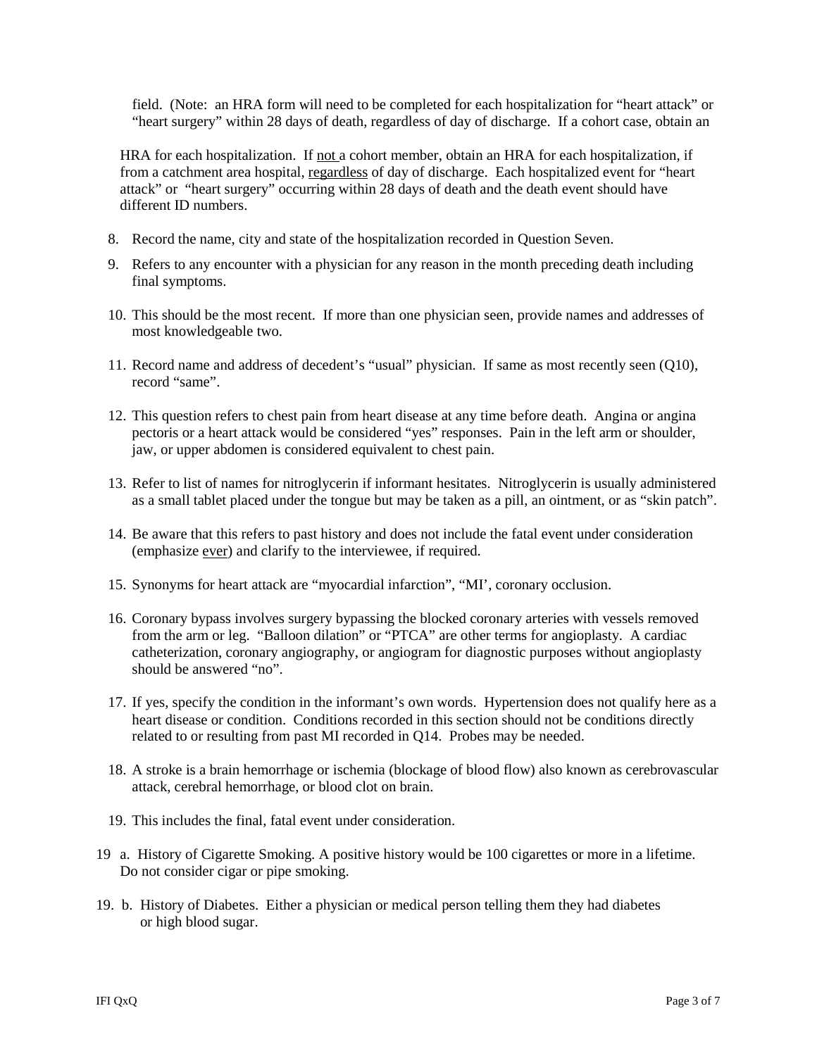field. (Note: an HRA form will need to be completed for each hospitalization for "heart attack" or "heart surgery" within 28 days of death, regardless of day of discharge. If a cohort case, obtain an

HRA for each hospitalization. If <u>not</u> a cohort member, obtain an HRA for each hospitalization, if from a catchment area hospital, <u>regardless</u> of day of discharge. Each hospitalized event for "heart attack" or "heart surgery" occurring within 28 days of death and the death event should have different ID numbers.

8. Record the name, city and state of the hospitalization recorded in Question Seven.

9. Refers to any encounter with a physician for any reason in the month preceding death including final symptoms.

10. This should be the most recent. If more than one physician seen, provide names and addresses of most knowledgeable two.

11. Record name and address of decedent's "usual" physician. If same as most recently seen (Q10), record "same".

12. This question refers to chest pain from heart disease at any time before death. Angina or angina pectoris or a heart attack would be considered "yes" responses. Pain in the left arm or shoulder, jaw, or upper abdomen is considered equivalent to chest pain.

13. Refer to list of names for nitroglycerin if informant hesitates. Nitroglycerin is usually administered as a small tablet placed under the tongue but may be taken as a pill, an ointment, or as "skin patch".

14. Be aware that this refers to past history and does not include the fatal event under consideration (emphasize <u>ever</u>) and clarify to the interviewee, if required.

15. Synonyms for heart attack are "myocardial infarction", "MI', coronary occlusion.

16. Coronary bypass involves surgery bypassing the blocked coronary arteries with vessels removed from the arm or leg. "Balloon dilation" or "PTCA" are other terms for angioplasty. A cardiac catheterization, coronary angiography, or angiogram for diagnostic purposes without angioplasty should be answered "no".

17. If yes, specify the condition in the informant's own words. Hypertension does not qualify here as a heart disease or condition. Conditions recorded in this section should not be conditions directly related to or resulting from past MI recorded in Q14. Probes may be needed.

18. A stroke is a brain hemorrhage or ischemia (blockage of blood flow) also known as cerebrovascular attack, cerebral hemorrhage, or blood clot on brain.

19. This includes the final, fatal event under consideration.

19 a. History of Cigarette Smoking. A positive history would be 100 cigarettes or more in a lifetime. Do not consider cigar or pipe smoking.

19. b. History of Diabetes. Either a physician or medical person telling them they had diabetes or high blood sugar.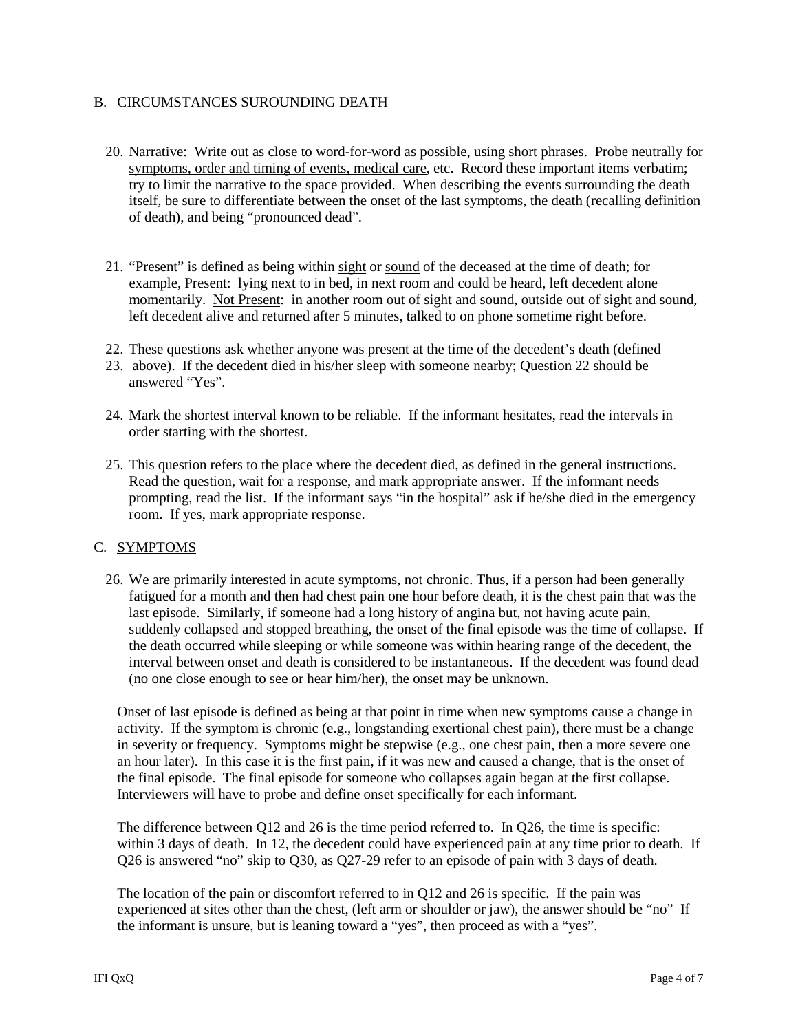## B. CIRCUMSTANCES SUROUNDING DEATH

20. Narrative: Write out as close to word-for-word as possible, using short phrases. Probe neutrally for symptoms, order and timing of events, medical care, etc. Record these important items verbatim; try to limit the narrative to the space provided. When describing the events surrounding the death itself, be sure to differentiate between the onset of the last symptoms, the death (recalling definition of death), and being "pronounced dead".

21. "Present" is defined as being within sight or sound of the deceased at the time of death; for example, Present: lying next to in bed, in next room and could be heard, left decedent alone momentarily. Not Present: in another room out of sight and sound, outside out of sight and sound, left decedent alive and returned after 5 minutes, talked to on phone sometime right before.

22. These questions ask whether anyone was present at the time of the decedent's death (defined
23. above). If the decedent died in his/her sleep with someone nearby; Question 22 should be answered "Yes".

24. Mark the shortest interval known to be reliable. If the informant hesitates, read the intervals in order starting with the shortest.

25. This question refers to the place where the decedent died, as defined in the general instructions. Read the question, wait for a response, and mark appropriate answer. If the informant needs prompting, read the list. If the informant says "in the hospital" ask if he/she died in the emergency room. If yes, mark appropriate response.

## C. SYMPTOMS

26. We are primarily interested in acute symptoms, not chronic. Thus, if a person had been generally fatigued for a month and then had chest pain one hour before death, it is the chest pain that was the last episode. Similarly, if someone had a long history of angina but, not having acute pain, suddenly collapsed and stopped breathing, the onset of the final episode was the time of collapse. If the death occurred while sleeping or while someone was within hearing range of the decedent, the interval between onset and death is considered to be instantaneous. If the decedent was found dead (no one close enough to see or hear him/her), the onset may be unknown.

    Onset of last episode is defined as being at that point in time when new symptoms cause a change in activity. If the symptom is chronic (e.g., longstanding exertional chest pain), there must be a change in severity or frequency. Symptoms might be stepwise (e.g., one chest pain, then a more severe one an hour later). In this case it is the first pain, if it was new and caused a change, that is the onset of the final episode. The final episode for someone who collapses again began at the first collapse. Interviewers will have to probe and define onset specifically for each informant.

    The difference between Q12 and 26 is the time period referred to. In Q26, the time is specific: within 3 days of death. In 12, the decedent could have experienced pain at any time prior to death. If Q26 is answered "no" skip to Q30, as Q27-29 refer to an episode of pain with 3 days of death.

    The location of the pain or discomfort referred to in Q12 and 26 is specific. If the pain was experienced at sites other than the chest, (left arm or shoulder or jaw), the answer should be "no" If the informant is unsure, but is leaning toward a "yes", then proceed as with a "yes".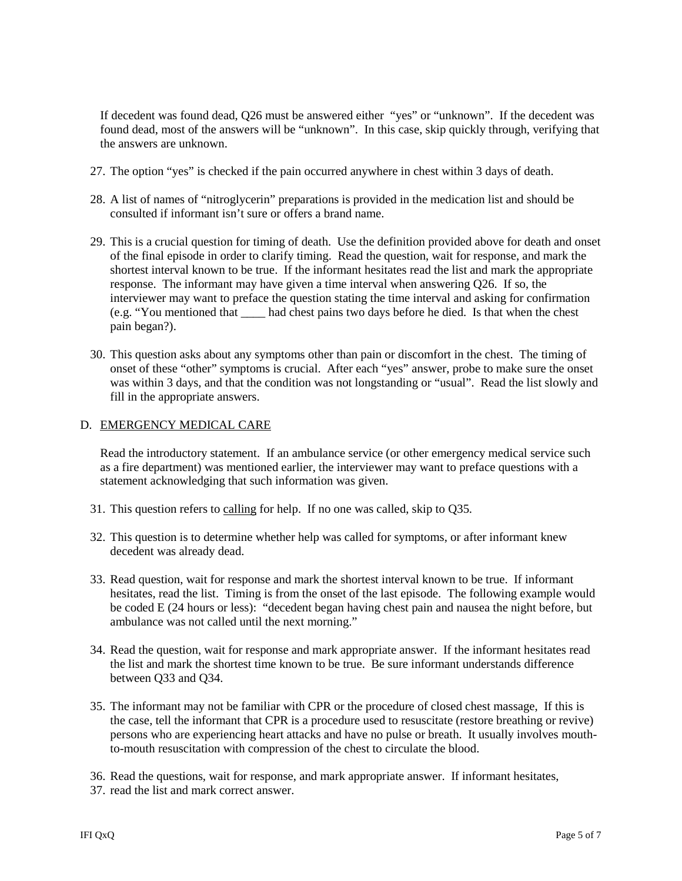If decedent was found dead, Q26 must be answered either "yes" or "unknown". If the decedent was found dead, most of the answers will be "unknown". In this case, skip quickly through, verifying that the answers are unknown.

27. The option "yes" is checked if the pain occurred anywhere in chest within 3 days of death.

28. A list of names of "nitroglycerin" preparations is provided in the medication list and should be consulted if informant isn't sure or offers a brand name.

29. This is a crucial question for timing of death. Use the definition provided above for death and onset of the final episode in order to clarify timing. Read the question, wait for response, and mark the shortest interval known to be true. If the informant hesitates read the list and mark the appropriate response. The informant may have given a time interval when answering Q26. If so, the interviewer may want to preface the question stating the time interval and asking for confirmation (e.g. "You mentioned that ____ had chest pains two days before he died. Is that when the chest pain began?).

30. This question asks about any symptoms other than pain or discomfort in the chest. The timing of onset of these "other" symptoms is crucial. After each "yes" answer, probe to make sure the onset was within 3 days, and that the condition was not longstanding or "usual". Read the list slowly and fill in the appropriate answers.

## D. EMERGENCY MEDICAL CARE

Read the introductory statement. If an ambulance service (or other emergency medical service such as a fire department) was mentioned earlier, the interviewer may want to preface questions with a statement acknowledging that such information was given.

31. This question refers to calling for help. If no one was called, skip to Q35.

32. This question is to determine whether help was called for symptoms, or after informant knew decedent was already dead.

33. Read question, wait for response and mark the shortest interval known to be true. If informant hesitates, read the list. Timing is from the onset of the last episode. The following example would be coded E (24 hours or less): "decedent began having chest pain and nausea the night before, but ambulance was not called until the next morning."

34. Read the question, wait for response and mark appropriate answer. If the informant hesitates read the list and mark the shortest time known to be true. Be sure informant understands difference between Q33 and Q34.

35. The informant may not be familiar with CPR or the procedure of closed chest massage, If this is the case, tell the informant that CPR is a procedure used to resuscitate (restore breathing or revive) persons who are experiencing heart attacks and have no pulse or breath. It usually involves mouth-to-mouth resuscitation with compression of the chest to circulate the blood.

36. Read the questions, wait for response, and mark appropriate answer. If informant hesitates,
37. read the list and mark correct answer.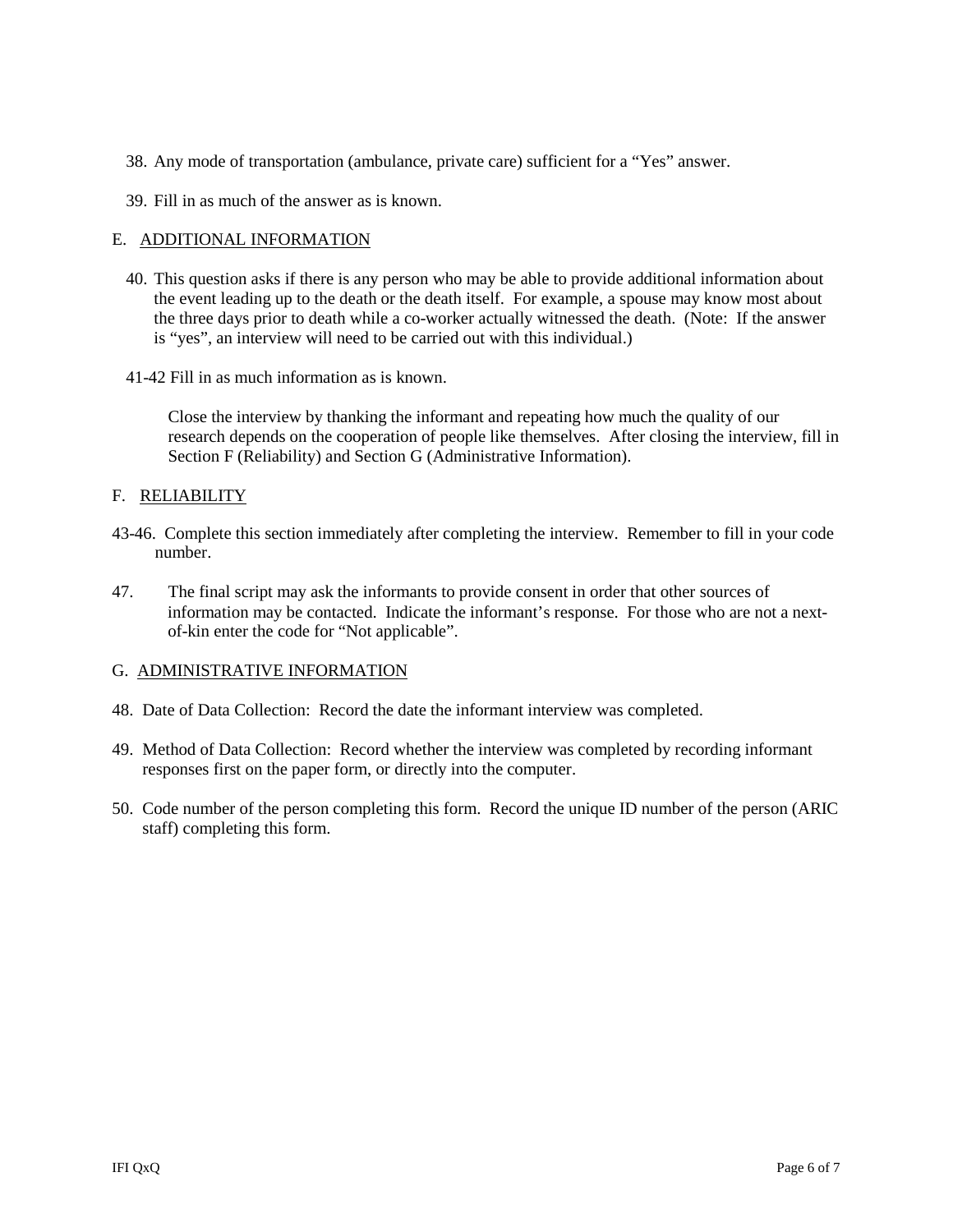38. Any mode of transportation (ambulance, private care) sufficient for a "Yes" answer.

39. Fill in as much of the answer as is known.

## E. ADDITIONAL INFORMATION

40. This question asks if there is any person who may be able to provide additional information about the event leading up to the death or the death itself. For example, a spouse may know most about the three days prior to death while a co-worker actually witnessed the death. (Note: If the answer is "yes", an interview will need to be carried out with this individual.)

41-42 Fill in as much information as is known.

Close the interview by thanking the informant and repeating how much the quality of our research depends on the cooperation of people like themselves. After closing the interview, fill in Section F (Reliability) and Section G (Administrative Information).

## F. RELIABILITY

43-46. Complete this section immediately after completing the interview. Remember to fill in your code number.

47. The final script may ask the informants to provide consent in order that other sources of information may be contacted. Indicate the informant's response. For those who are not a next-of-kin enter the code for "Not applicable".

## G. ADMINISTRATIVE INFORMATION

48. Date of Data Collection: Record the date the informant interview was completed.

49. Method of Data Collection: Record whether the interview was completed by recording informant responses first on the paper form, or directly into the computer.

50. Code number of the person completing this form. Record the unique ID number of the person (ARIC staff) completing this form.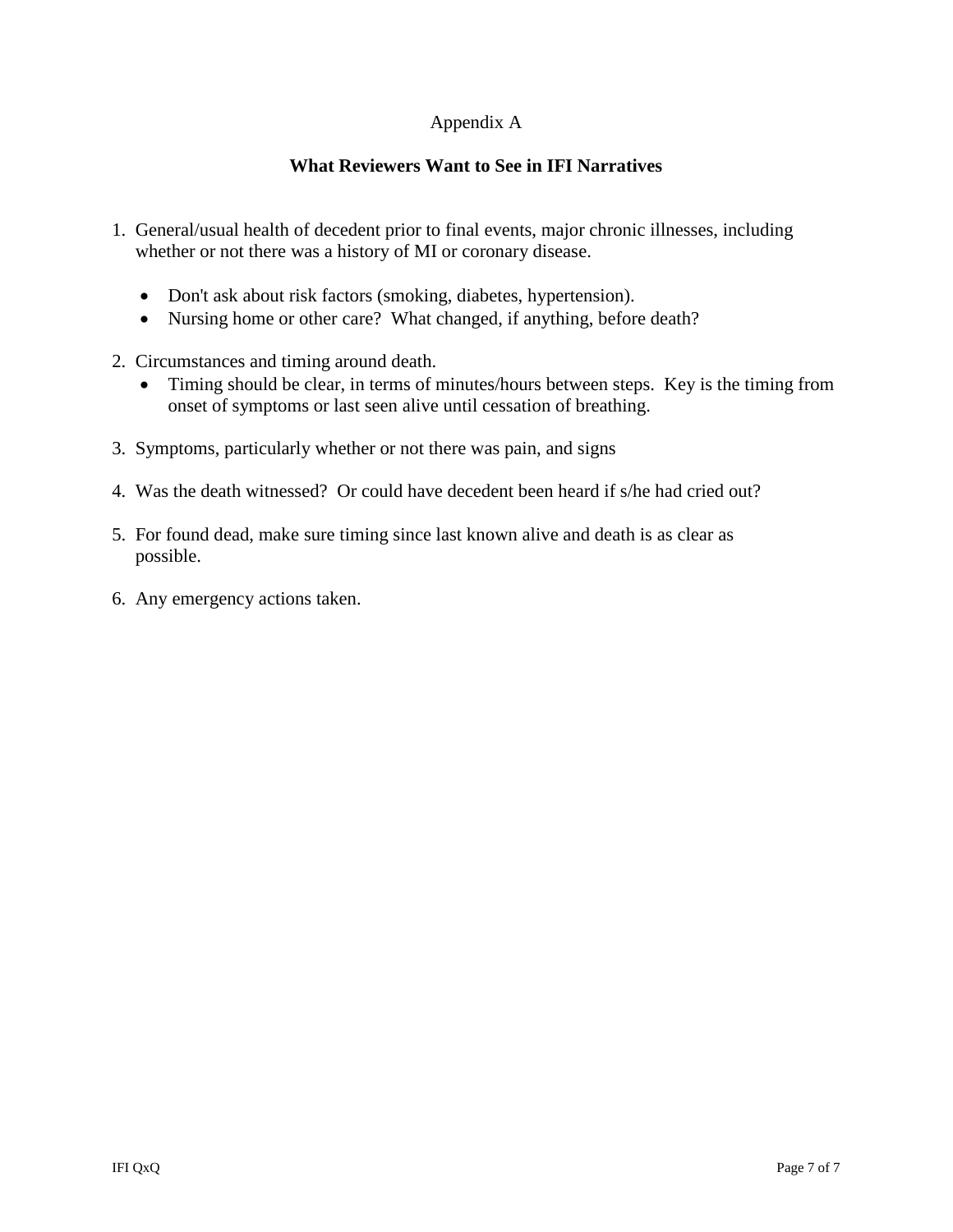Appendix A

## What Reviewers Want to See in IFI Narratives

1. General/usual health of decedent prior to final events, major chronic illnesses, including whether or not there was a history of MI or coronary disease.
   - Don't ask about risk factors (smoking, diabetes, hypertension).
   - Nursing home or other care? What changed, if anything, before death?
2. Circumstances and timing around death.
   - Timing should be clear, in terms of minutes/hours between steps. Key is the timing from onset of symptoms or last seen alive until cessation of breathing.
3. Symptoms, particularly whether or not there was pain, and signs
4. Was the death witnessed? Or could have decedent been heard if s/he had cried out?
5. For found dead, make sure timing since last known alive and death is as clear as possible.
6. Any emergency actions taken.